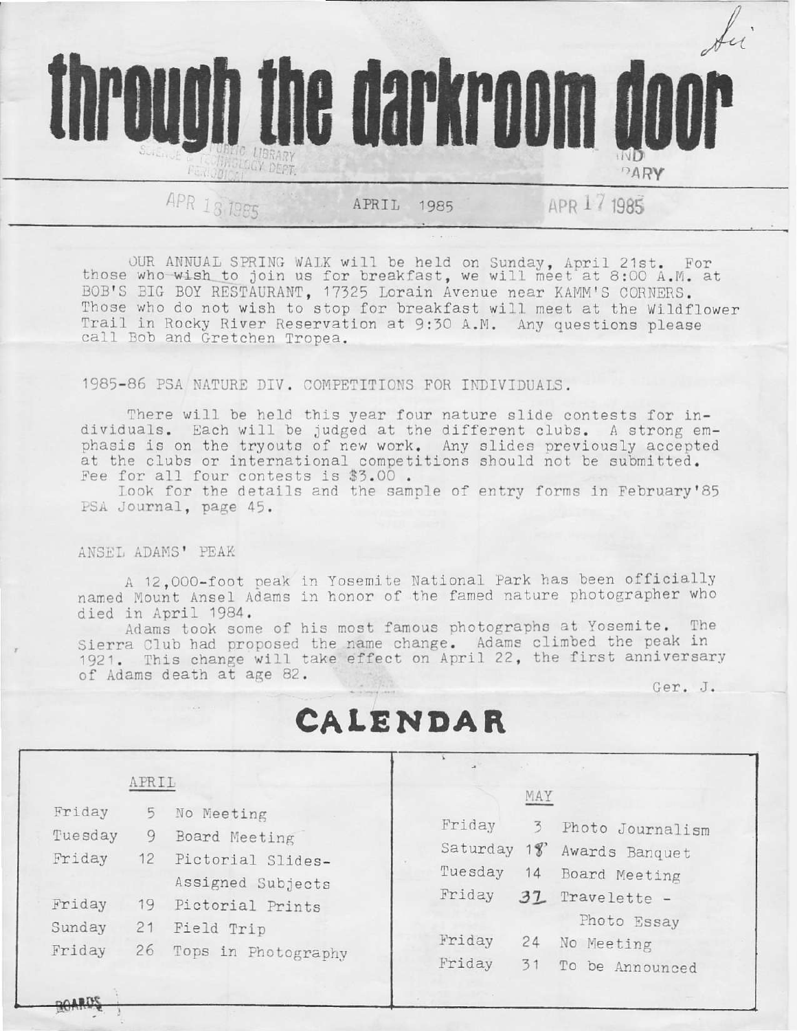# through the darkroom door

APRIL 1985

OUR ANNUAL SPRING WALK will be held on Sunday, April 21st. For those who wish to join us for breakfast, we will meet at 8:00 A.M. at BOB'S BIG BOY RESTAURANT, 17325 Lorain Avenue near KAMM'S CORNERS. Those who do not wish to stop for breakfast will meet at the Wildflower Trail in Rocky River Reservation at 9:30 A.M. Any questions please call Bob and Gretchen Tropea.

1985-86 PSA NATURE DIV. COMPETITIONS FOR INDIVIDUALS.

There will be held this year four nature slide contests for individuals. Each will be judged at the different clubs. A strong emphasis is on the tryouts of new work. Any slides previously accepted at the clubs or international competitions should not be submitted. Fee for all four contests is $3.00 .

Look for the details and the sample of entry forms in February'85 PSA Journal, page 45.

ANSEL ADAMS' PEAK

A 12,000-foot peak in Yosemite National Park has been officially named Mount Ansel Adams in honor of the famed nature photographer who died in April 1984.

Adams took some of his most famous photographs at Yosemite. The Sierra Club had proposed the name change. Adams climbed the peak in 1921. This change will take effect on April 22, the first anniversary of Adams death at age 82.

Ger. J.

## CALENDAR

**APRIL**

| Day | Date | Event |
|---|---|---|
| Friday | 5 | No Meeting |
| Tuesday | 9 | Board Meeting |
| Friday | 12 | Pictorial Slides-Assigned Subjects |
| Friday | 19 | Pictorial Prints |
| Sunday | 21 | Field Trip |
| Friday | 26 | Tops in Photography |

**MAY**

| Day | Date | Event |
|---|---|---|
| Friday | 3 | Photo Journalism |
| Saturday | 18 | Awards Banquet |
| Tuesday | 14 | Board Meeting |
| Friday | 31 | Travelette - Photo Essay |
| Friday | 24 | No Meeting |
| Friday | 31 | To be Announced |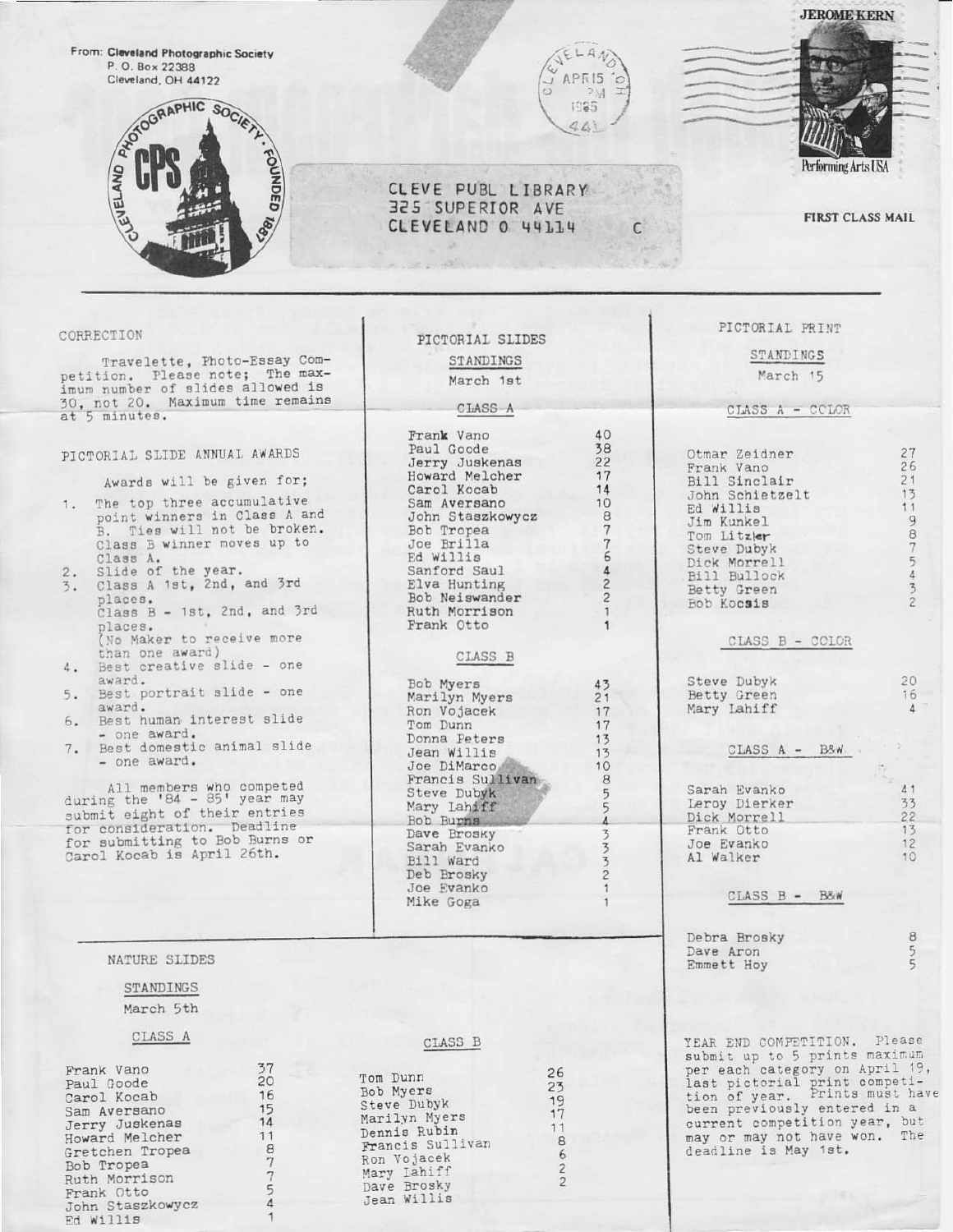From: **Cleveland Photographic Society**
P. O. Box 22388
Cleveland, OH 44122

CLEVELAND PHOTOGRAPHIC SOCIETY · FOUNDED 1887
CPS

CLEVELAND OH APR 15 PM 1985 441

JEROME KERN
Performing Arts USA

**FIRST CLASS MAIL**

CLEVE PUBL LIBRARY
325 SUPERIOR AVE
CLEVELAND O 44114 C

---

CORRECTION

Travelette, Photo-Essay Competition. Please note; The maximum number of slides allowed is 30, not 20. Maximum time remains at 5 minutes.

PICTORIAL SLIDE ANNUAL AWARDS

Awards will be given for;

1. The top three accumulative point winners in Class A and B. Ties will not be broken. Class B winner moves up to Class A.
2. Slide of the year.
3. Class A 1st, 2nd, and 3rd places.
   Class B - 1st, 2nd, and 3rd places.
   (No Maker to receive more than one award)
4. Best creative slide - one award.
5. Best portrait slide - one award.
6. Best human interest slide - one award.
7. Best domestic animal slide - one award.

All members who competed during the '84 - 85' year may submit eight of their entries for consideration. Deadline for submitting to Bob Burns or Carol Kocab is April 26th.

PICTORIAL SLIDES

STANDINGS

March 1st

CLASS A

| | |
|---|---|
| Frank Vano | 40 |
| Paul Goode | 38 |
| Jerry Juskenas | 22 |
| Howard Melcher | 17 |
| Carol Kocab | 14 |
| Sam Aversano | 10 |
| John Staszkowycz | 8 |
| Bob Tropea | 7 |
| Joe Brilla | 7 |
| Ed Willis | 6 |
| Sanford Saul | 4 |
| Elva Hunting | 2 |
| Bob Neiswander | 2 |
| Ruth Morrison | 1 |
| Frank Otto | 1 |

CLASS B

| | |
|---|---|
| Bob Myers | 43 |
| Marilyn Myers | 21 |
| Ron Vojacek | 17 |
| Tom Dunn | 17 |
| Donna Peters | 13 |
| Jean Willis | 13 |
| Joe DiMarco | 10 |
| Francis Sullivan | 8 |
| Steve Dubyk | 5 |
| Mary Lahiff | 5 |
| Bob Burns | 4 |
| Dave Brosky | 3 |
| Sarah Evanko | 3 |
| Bill Ward | 3 |
| Deb Brosky | 2 |
| Joe Evanko | 1 |
| Mike Goga | 1 |

PICTORIAL PRINT

STANDINGS

March 15

CLASS A - COLOR

| | |
|---|---|
| Otmar Zeidner | 27 |
| Frank Vano | 26 |
| Bill Sinclair | 21 |
| John Schietzelt | 13 |
| Ed Willis | 11 |
| Jim Kunkel | 9 |
| Tom Litzler | 8 |
| Steve Dubyk | 7 |
| Dick Morrell | 5 |
| Bill Bullock | 4 |
| Betty Green | 3 |
| Bob Kocsis | 2 |

CLASS B - COLOR

| | |
|---|---|
| Steve Dubyk | 20 |
| Betty Green | 16 |
| Mary Lahiff | 4 |

CLASS A - B&W

| | |
|---|---|
| Sarah Evanko | 41 |
| Leroy Dierker | 33 |
| Dick Morrell | 22 |
| Frank Otto | 13 |
| Joe Evanko | 12 |
| Al Walker | 10 |

CLASS B - B&W

| | |
|---|---|
| Debra Brosky | 8 |
| Dave Aron | 5 |
| Emmett Hoy | 5 |

YEAR END COMPETITION. Please submit up to 5 prints maximum per each category on April 19, last pictorial print competition of year. Prints must have been previously entered in a current competition year, but may or may not have won. The deadline is May 1st.

NATURE SLIDES

STANDINGS

March 5th

CLASS A

| | |
|---|---|
| Frank Vano | 37 |
| Paul Goode | 20 |
| Carol Kocab | 16 |
| Sam Aversano | 15 |
| Jerry Juskenas | 14 |
| Howard Melcher | 11 |
| Gretchen Tropea | 8 |
| Bob Tropea | 7 |
| Ruth Morrison | 7 |
| Frank Otto | 5 |
| John Staszkowycz | 4 |
| Ed Willis | 1 |

CLASS B

| | |
|---|---|
| Tom Dunn | 26 |
| Bob Myers | 23 |
| Steve Dubyk | 19 |
| Marilyn Myers | 17 |
| Dennis Rubin | 11 |
| Francis Sullivan | 8 |
| Ron Vojacek | 6 |
| Mary Lahiff | 2 |
| Dave Brosky | 2 |
| Jean Willis | |